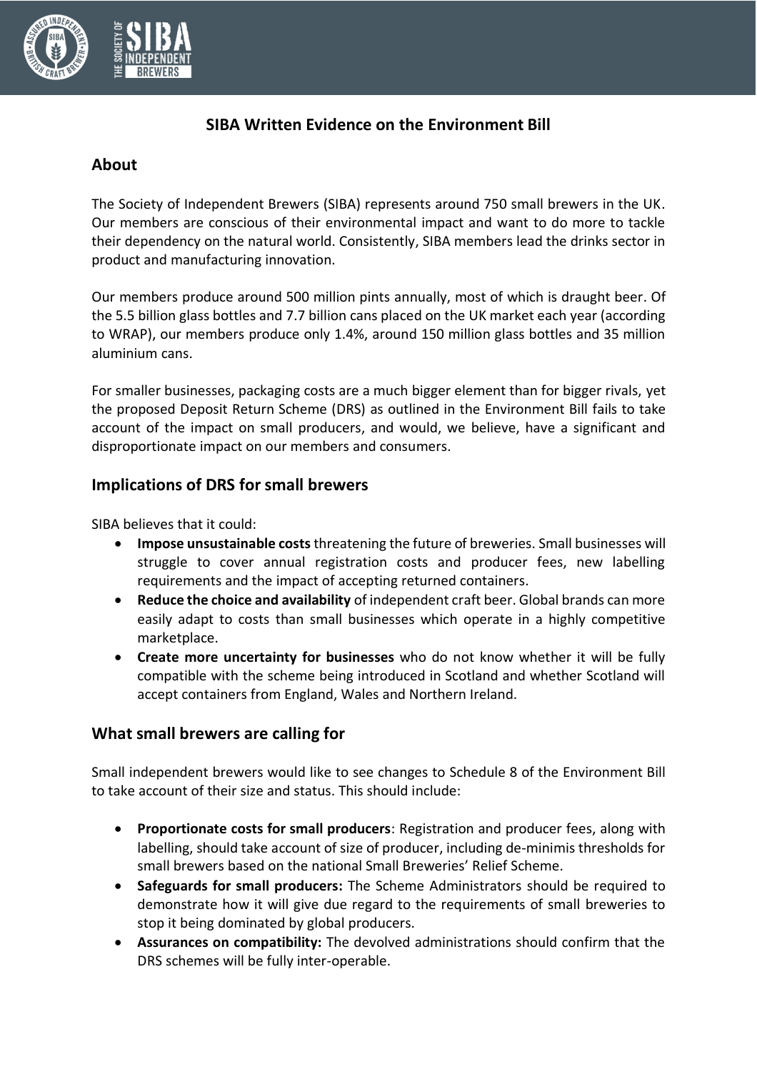# SIBA Written Evidence on the Environment Bill

## About

The Society of Independent Brewers (SIBA) represents around 750 small brewers in the UK. Our members are conscious of their environmental impact and want to do more to tackle their dependency on the natural world. Consistently, SIBA members lead the drinks sector in product and manufacturing innovation.

Our members produce around 500 million pints annually, most of which is draught beer. Of the 5.5 billion glass bottles and 7.7 billion cans placed on the UK market each year (according to WRAP), our members produce only 1.4%, around 150 million glass bottles and 35 million aluminium cans.

For smaller businesses, packaging costs are a much bigger element than for bigger rivals, yet the proposed Deposit Return Scheme (DRS) as outlined in the Environment Bill fails to take account of the impact on small producers, and would, we believe, have a significant and disproportionate impact on our members and consumers.

## Implications of DRS for small brewers

SIBA believes that it could:

- **Impose unsustainable costs** threatening the future of breweries. Small businesses will struggle to cover annual registration costs and producer fees, new labelling requirements and the impact of accepting returned containers.
- **Reduce the choice and availability** of independent craft beer. Global brands can more easily adapt to costs than small businesses which operate in a highly competitive marketplace.
- **Create more uncertainty for businesses** who do not know whether it will be fully compatible with the scheme being introduced in Scotland and whether Scotland will accept containers from England, Wales and Northern Ireland.

## What small brewers are calling for

Small independent brewers would like to see changes to Schedule 8 of the Environment Bill to take account of their size and status. This should include:

- **Proportionate costs for small producers**: Registration and producer fees, along with labelling, should take account of size of producer, including de-minimis thresholds for small brewers based on the national Small Breweries' Relief Scheme.
- **Safeguards for small producers:** The Scheme Administrators should be required to demonstrate how it will give due regard to the requirements of small breweries to stop it being dominated by global producers.
- **Assurances on compatibility:** The devolved administrations should confirm that the DRS schemes will be fully inter-operable.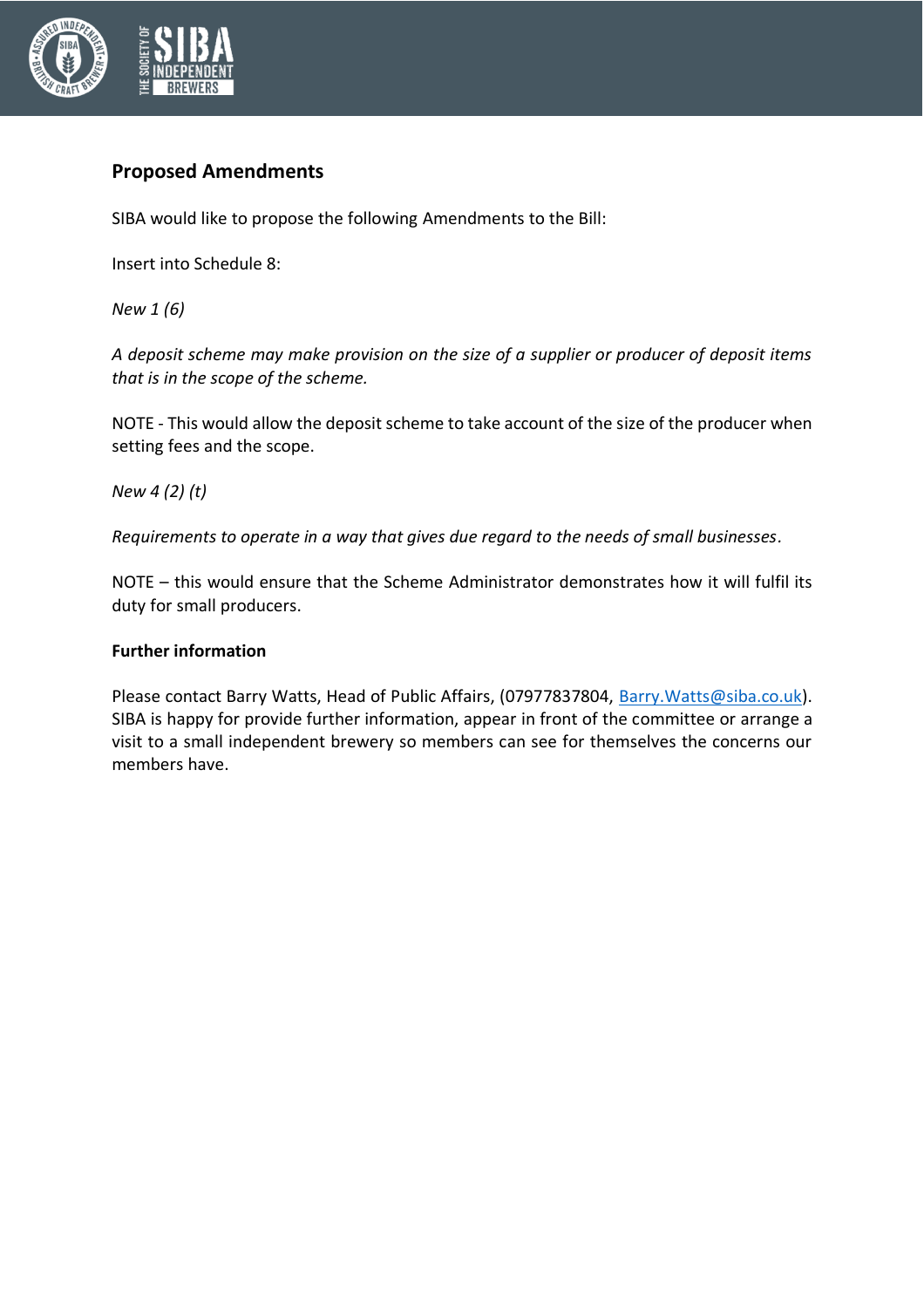## Proposed Amendments

SIBA would like to propose the following Amendments to the Bill:

Insert into Schedule 8:

*New 1 (6)*

*A deposit scheme may make provision on the size of a supplier or producer of deposit items that is in the scope of the scheme.*

NOTE - This would allow the deposit scheme to take account of the size of the producer when setting fees and the scope.

*New 4 (2) (t)*

*Requirements to operate in a way that gives due regard to the needs of small businesses*.

NOTE – this would ensure that the Scheme Administrator demonstrates how it will fulfil its duty for small producers.

**Further information**

Please contact Barry Watts, Head of Public Affairs, (07977837804, Barry.Watts@siba.co.uk). SIBA is happy for provide further information, appear in front of the committee or arrange a visit to a small independent brewery so members can see for themselves the concerns our members have.